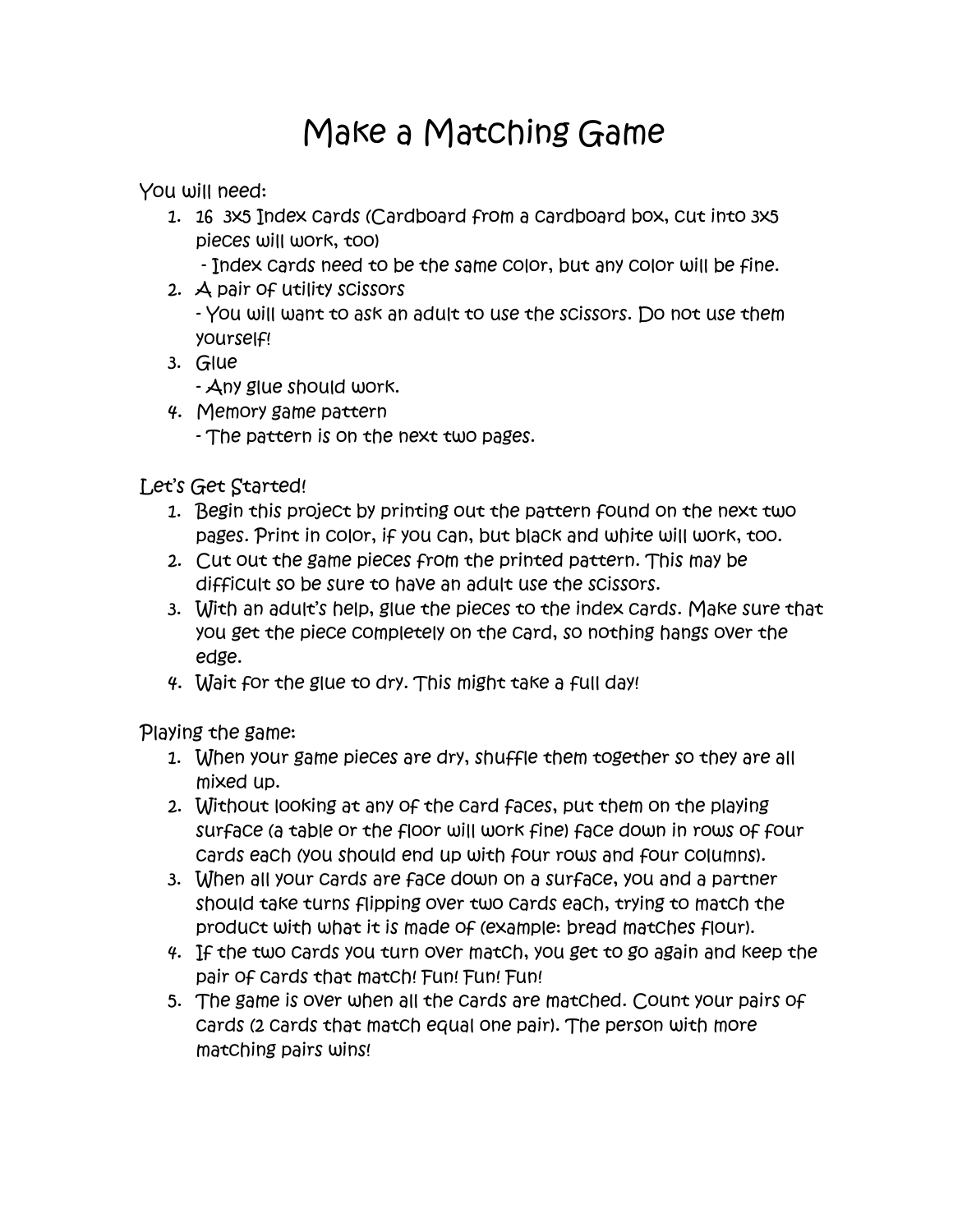# Make a Matching Game

You will need:

1. 16 3x5 Index cards (Cardboard from a cardboard box, cut into 3x5 pieces will work, too)
   - Index cards need to be the same color, but any color will be fine.
2. A pair of utility scissors
   - You will want to ask an adult to use the scissors. Do not use them yourself!
3. Glue
   - Any glue should work.
4. Memory game pattern
   - The pattern is on the next two pages.

Let's Get Started!

1. Begin this project by printing out the pattern found on the next two pages. Print in color, if you can, but black and white will work, too.
2. Cut out the game pieces from the printed pattern. This may be difficult so be sure to have an adult use the scissors.
3. With an adult's help, glue the pieces to the index cards. Make sure that you get the piece completely on the card, so nothing hangs over the edge.
4. Wait for the glue to dry. This might take a full day!

Playing the game:

1. When your game pieces are dry, shuffle them together so they are all mixed up.
2. Without looking at any of the card faces, put them on the playing surface (a table or the floor will work fine) face down in rows of four cards each (you should end up with four rows and four columns).
3. When all your cards are face down on a surface, you and a partner should take turns flipping over two cards each, trying to match the product with what it is made of (example: bread matches flour).
4. If the two cards you turn over match, you get to go again and keep the pair of cards that match! Fun! Fun! Fun!
5. The game is over when all the cards are matched. Count your pairs of cards (2 cards that match equal one pair). The person with more matching pairs wins!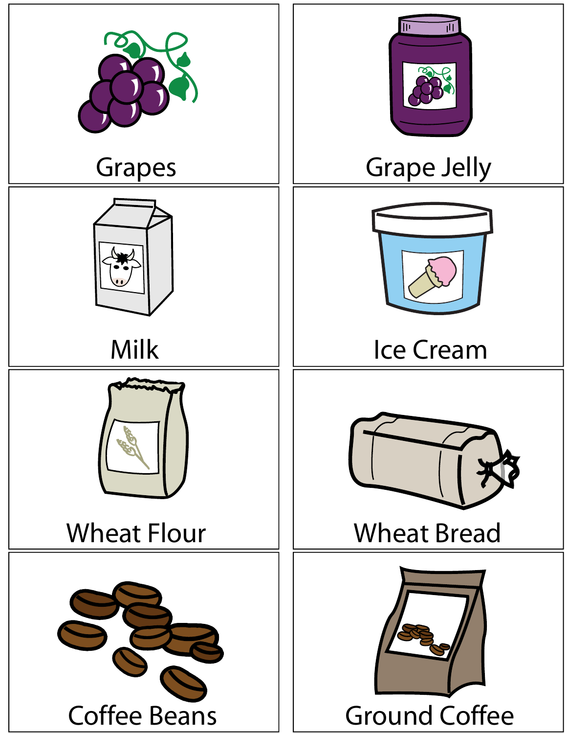| | |
|---|---|
| Grapes | Grape Jelly |
| Milk | Ice Cream |
| Wheat Flour | Wheat Bread |
| Coffee Beans | Ground Coffee |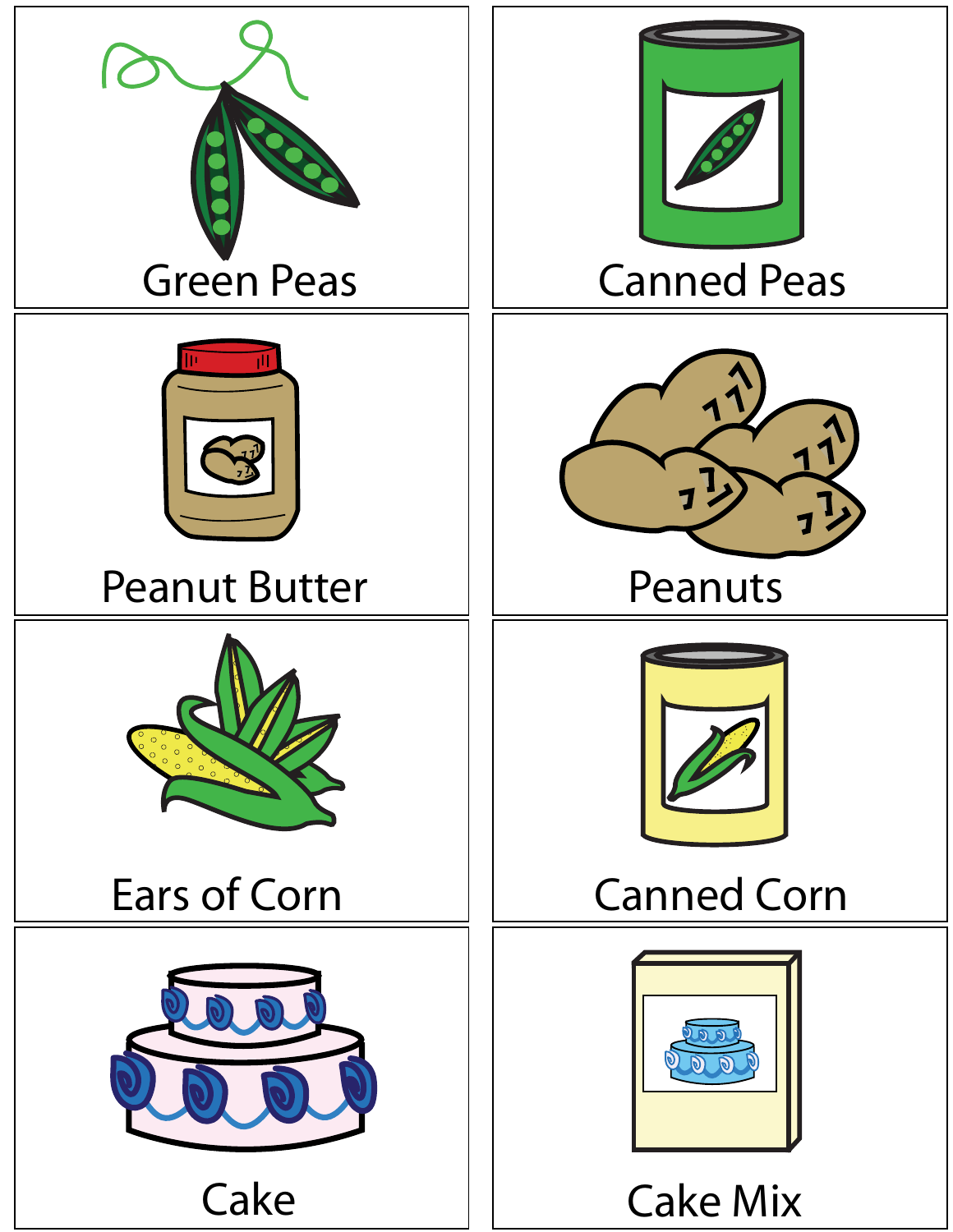| | |
|---|---|
| Green Peas | Canned Peas |
| Peanut Butter | Peanuts |
| Ears of Corn | Canned Corn |
| Cake | Cake Mix |